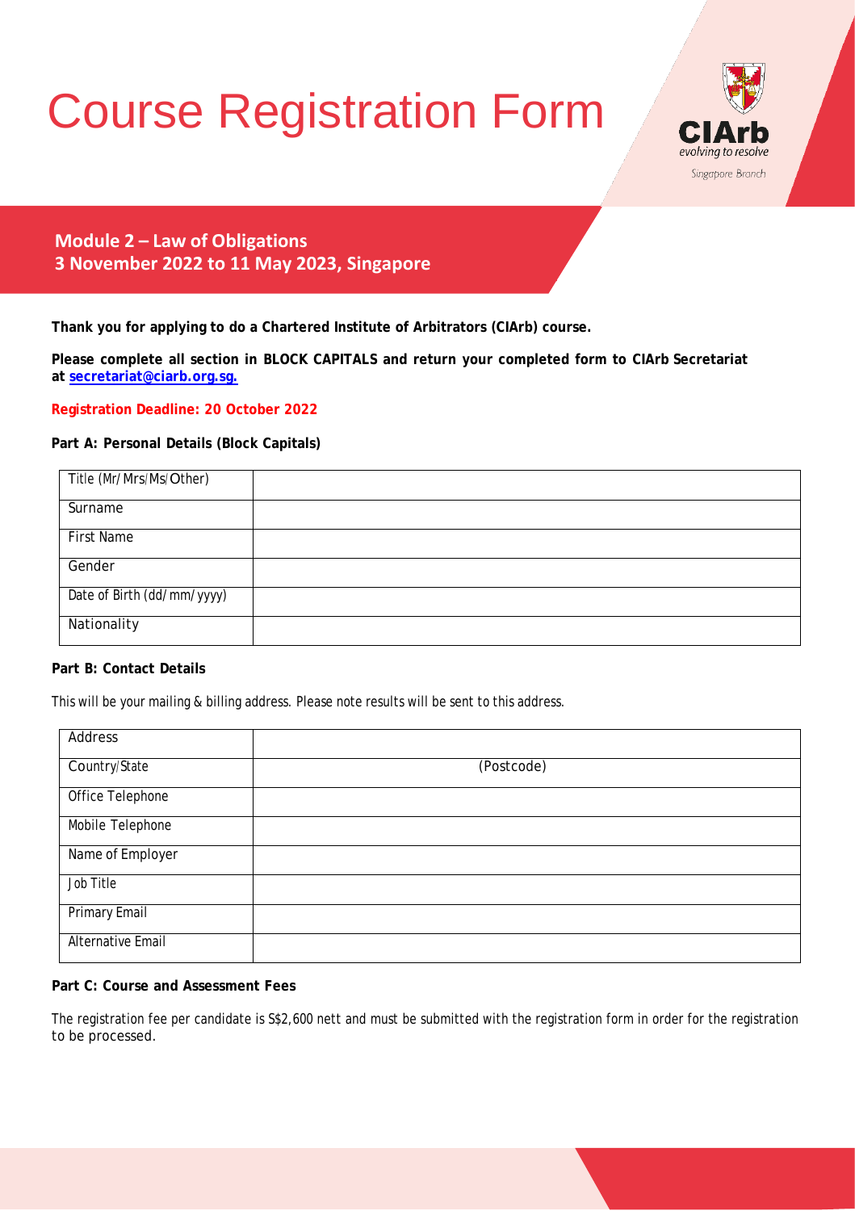# Course Registration Form

CIArb
evolving to resolve
Singapore Branch

## Module 2 – Law of Obligations
## 3 November 2022 to 11 May 2023, Singapore

**Thank you for applying to do a Chartered Institute of Arbitrators (CIArb) course.**

**Please complete all section in BLOCK CAPITALS and return your completed form to CIArb Secretariat at [secretariat@ciarb.org.sg.](mailto:secretariat@ciarb.org.sg)**

**Registration Deadline: 20 October 2022**

**Part A: Personal Details (Block Capitals)**

| Title (Mr/Mrs/Ms/Other) | |
|---|---|
| Surname | |
| First Name | |
| Gender | |
| Date of Birth (dd/mm/yyyy) | |
| Nationality | |

**Part B: Contact Details**

This will be your mailing & billing address. Please note results will be sent to this address.

| Address | |
|---|---|
| Country/State | (Postcode) |
| Office Telephone | |
| Mobile Telephone | |
| Name of Employer | |
| Job Title | |
| Primary Email | |
| Alternative Email | |

**Part C: Course and Assessment Fees**

The registration fee per candidate is S$2,600 nett and must be submitted with the registration form in order for the registration to be processed.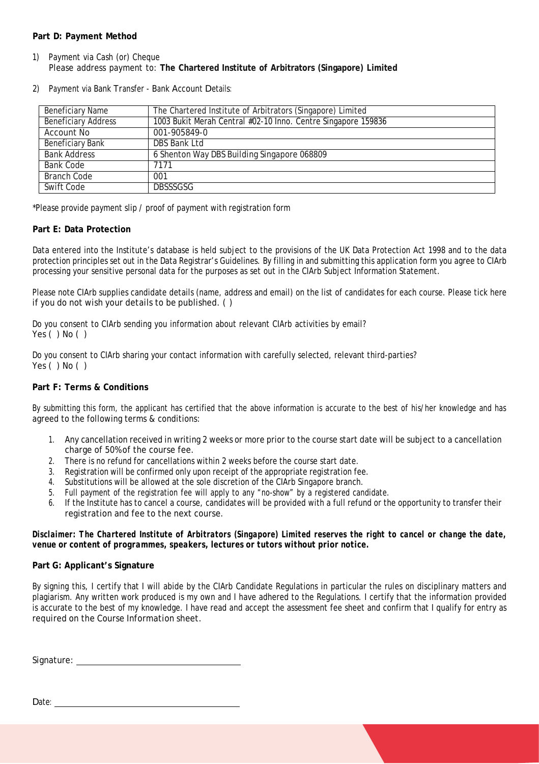**Part D: Payment Method**

1) Payment via Cash (or) Cheque
   Please address payment to: **The Chartered Institute of Arbitrators (Singapore) Limited**

2) Payment via Bank Transfer - Bank Account Details:

| | |
|---|---|
| Beneficiary Name | The Chartered Institute of Arbitrators (Singapore) Limited |
| Beneficiary Address | 1003 Bukit Merah Central #02-10 Inno. Centre Singapore 159836 |
| Account No | 001-905849-0 |
| Beneficiary Bank | DBS Bank Ltd |
| Bank Address | 6 Shenton Way DBS Building Singapore 068809 |
| Bank Code | 7171 |
| Branch Code | 001 |
| Swift Code | DBSSSGSG |

*Please provide payment slip / proof of payment with registration form

**Part E: Data Protection**

Data entered into the Institute's database is held subject to the provisions of the UK Data Protection Act 1998 and to the data protection principles set out in the Data Registrar's Guidelines. By filling in and submitting this application form you agree to CIArb processing your sensitive personal data for the purposes as set out in the CIArb Subject Information Statement.

Please note CIArb supplies candidate details (name, address and email) on the list of candidates for each course. Please tick here if you do not wish your details to be published. ( )

Do you consent to CIArb sending you information about relevant CIArb activities by email?
Yes ( ) No ( )

Do you consent to CIArb sharing your contact information with carefully selected, relevant third-parties?
Yes ( ) No ( )

**Part F: Terms & Conditions**

By submitting this form, the applicant has certified that the above information is accurate to the best of his/her knowledge and has agreed to the following terms & conditions:

1. Any cancellation received in writing 2 weeks or more prior to the course start date will be subject to a cancellation charge of 50% of the course fee.
2. There is no refund for cancellations within 2 weeks before the course start date.
3. Registration will be confirmed only upon receipt of the appropriate registration fee.
4. Substitutions will be allowed at the sole discretion of the CIArb Singapore branch.
5. Full payment of the registration fee will apply to any "no-show" by a registered candidate.
6. If the Institute has to cancel a course, candidates will be provided with a full refund or the opportunity to transfer their registration and fee to the next course.

***Disclaimer: The Chartered Institute of Arbitrators (Singapore) Limited reserves the right to cancel or change the date, venue or content of programmes, speakers, lectures or tutors without prior notice.***

**Part G: Applicant's Signature**

By signing this, I certify that I will abide by the CIArb Candidate Regulations in particular the rules on disciplinary matters and plagiarism. Any written work produced is my own and I have adhered to the Regulations. I certify that the information provided is accurate to the best of my knowledge. I have read and accept the assessment fee sheet and confirm that I qualify for entry as required on the Course Information sheet.

Signature: ____________________________

Date: ____________________________